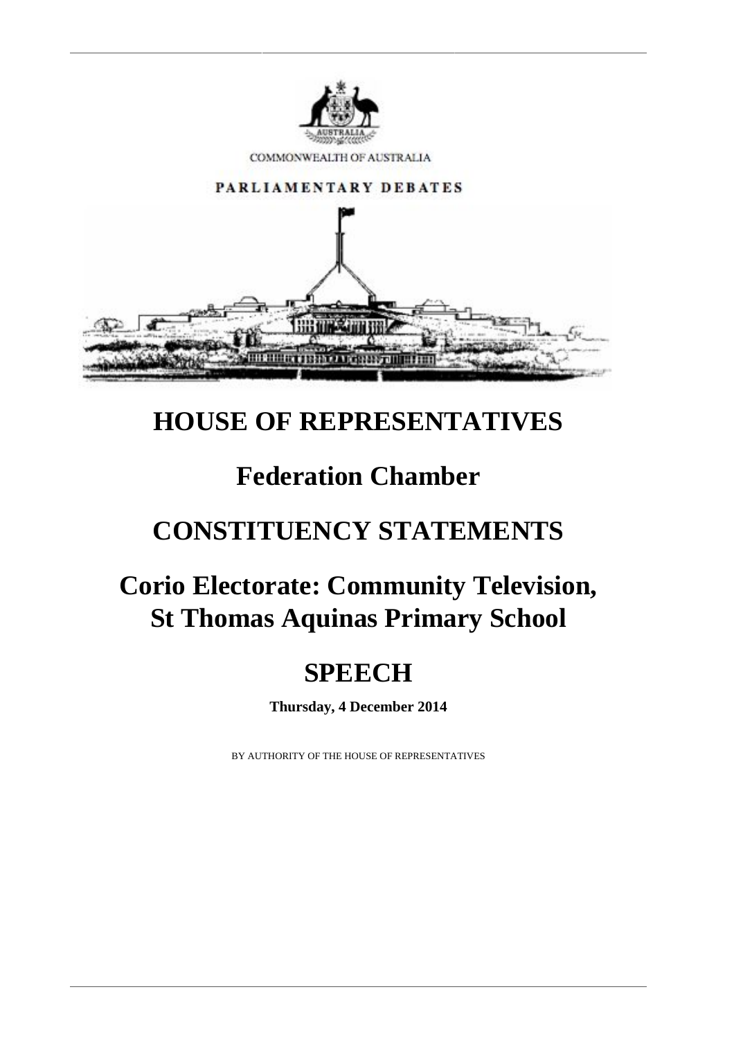COMMONWEALTH OF AUSTRALIA

PARLIAMENTARY DEBATES

# HOUSE OF REPRESENTATIVES

## Federation Chamber

## CONSTITUENCY STATEMENTS

## Corio Electorate: Community Television, St Thomas Aquinas Primary School

## SPEECH

**Thursday, 4 December 2014**

BY AUTHORITY OF THE HOUSE OF REPRESENTATIVES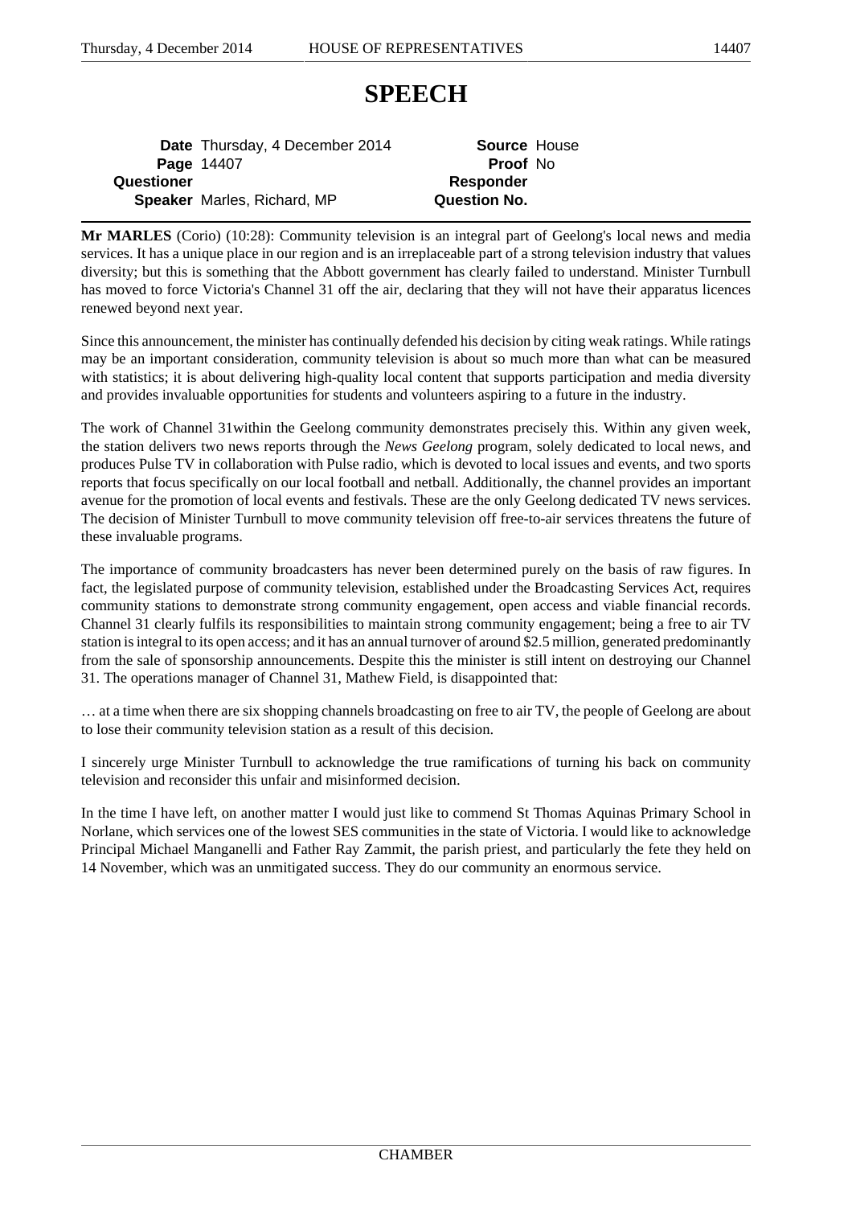# SPEECH

| | | | |
|---|---|---|---|
| **Date** | Thursday, 4 December 2014 | **Source** | House |
| **Page** | 14407 | **Proof** | No |
| **Questioner** | | **Responder** | |
| **Speaker** | Marles, Richard, MP | **Question No.** | |

---

**Mr MARLES** (Corio) (10:28): Community television is an integral part of Geelong's local news and media services. It has a unique place in our region and is an irreplaceable part of a strong television industry that values diversity; but this is something that the Abbott government has clearly failed to understand. Minister Turnbull has moved to force Victoria's Channel 31 off the air, declaring that they will not have their apparatus licences renewed beyond next year.

Since this announcement, the minister has continually defended his decision by citing weak ratings. While ratings may be an important consideration, community television is about so much more than what can be measured with statistics; it is about delivering high-quality local content that supports participation and media diversity and provides invaluable opportunities for students and volunteers aspiring to a future in the industry.

The work of Channel 31within the Geelong community demonstrates precisely this. Within any given week, the station delivers two news reports through the *News Geelong* program, solely dedicated to local news, and produces Pulse TV in collaboration with Pulse radio, which is devoted to local issues and events, and two sports reports that focus specifically on our local football and netball. Additionally, the channel provides an important avenue for the promotion of local events and festivals. These are the only Geelong dedicated TV news services. The decision of Minister Turnbull to move community television off free-to-air services threatens the future of these invaluable programs.

The importance of community broadcasters has never been determined purely on the basis of raw figures. In fact, the legislated purpose of community television, established under the Broadcasting Services Act, requires community stations to demonstrate strong community engagement, open access and viable financial records. Channel 31 clearly fulfils its responsibilities to maintain strong community engagement; being a free to air TV station is integral to its open access; and it has an annual turnover of around $2.5 million, generated predominantly from the sale of sponsorship announcements. Despite this the minister is still intent on destroying our Channel 31. The operations manager of Channel 31, Mathew Field, is disappointed that:

… at a time when there are six shopping channels broadcasting on free to air TV, the people of Geelong are about to lose their community television station as a result of this decision.

I sincerely urge Minister Turnbull to acknowledge the true ramifications of turning his back on community television and reconsider this unfair and misinformed decision.

In the time I have left, on another matter I would just like to commend St Thomas Aquinas Primary School in Norlane, which services one of the lowest SES communities in the state of Victoria. I would like to acknowledge Principal Michael Manganelli and Father Ray Zammit, the parish priest, and particularly the fete they held on 14 November, which was an unmitigated success. They do our community an enormous service.